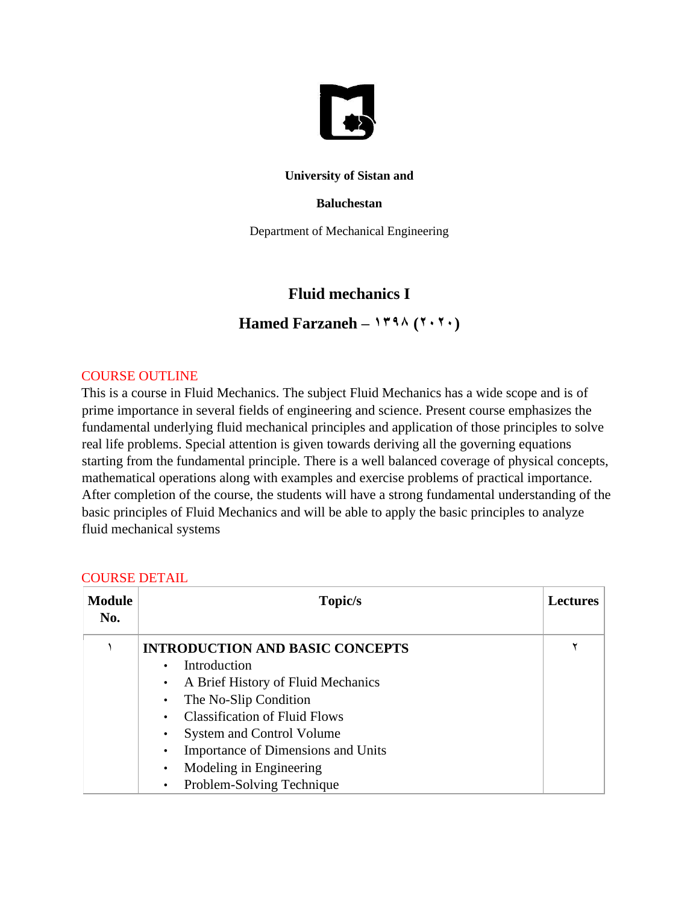**University of Sistan and**

**Baluchestan**

Department of Mechanical Engineering

# Fluid mechanics I

## Hamed Farzaneh – ۱۳۹۸ (۲۰۲۰)

COURSE OUTLINE

This is a course in Fluid Mechanics. The subject Fluid Mechanics has a wide scope and is of prime importance in several fields of engineering and science. Present course emphasizes the fundamental underlying fluid mechanical principles and application of those principles to solve real life problems. Special attention is given towards deriving all the governing equations starting from the fundamental principle. There is a well balanced coverage of physical concepts, mathematical operations along with examples and exercise problems of practical importance. After completion of the course, the students will have a strong fundamental understanding of the basic principles of Fluid Mechanics and will be able to apply the basic principles to analyze fluid mechanical systems

COURSE DETAIL

| Module No. | Topic/s | Lectures |
|---|---|---|
| ۱ | **INTRODUCTION AND BASIC CONCEPTS**<br>• Introduction<br>• A Brief History of Fluid Mechanics<br>• The No-Slip Condition<br>• Classification of Fluid Flows<br>• System and Control Volume<br>• Importance of Dimensions and Units<br>• Modeling in Engineering<br>• Problem-Solving Technique | ۲ |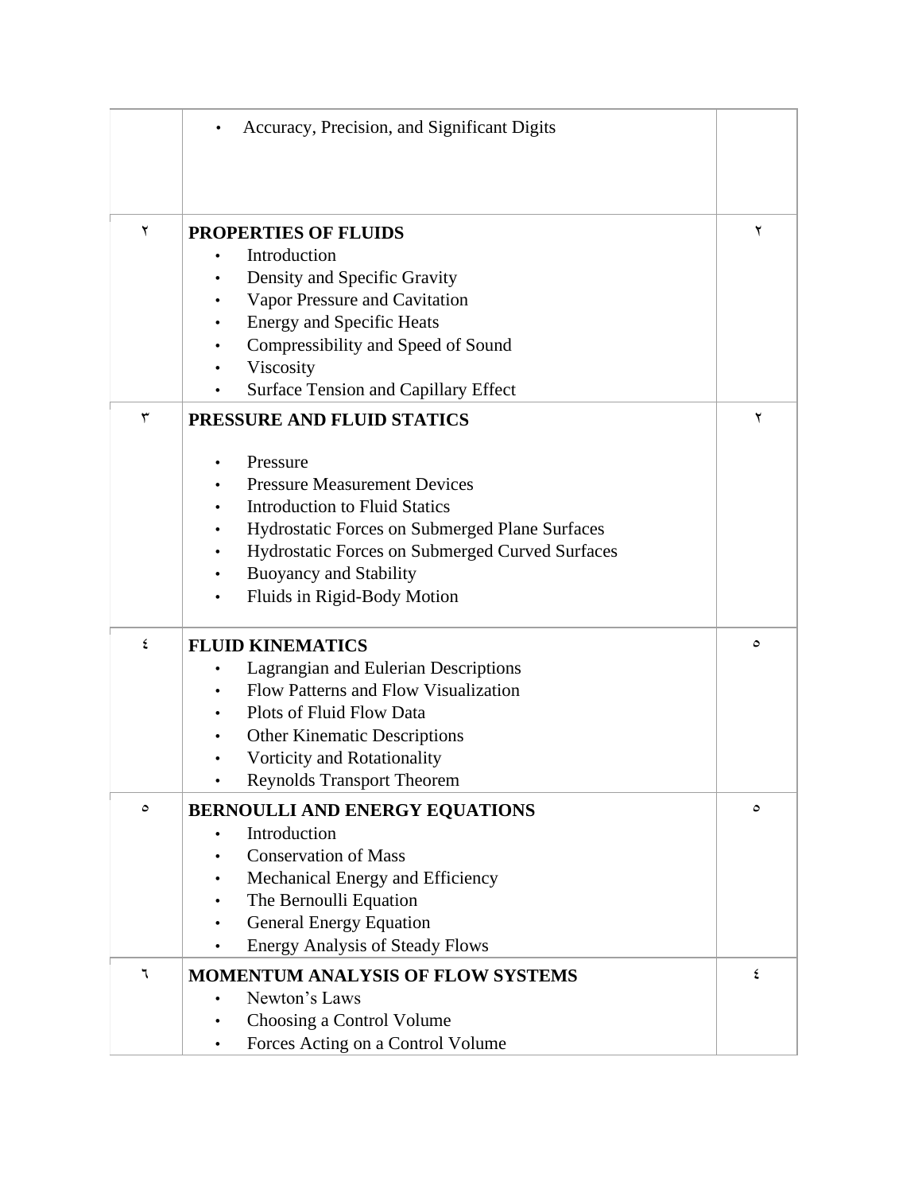|   |   |   |
|---|---|---|
|   | • Accuracy, Precision, and Significant Digits |   |
| ٢ | **PROPERTIES OF FLUIDS**<br>• Introduction<br>• Density and Specific Gravity<br>• Vapor Pressure and Cavitation<br>• Energy and Specific Heats<br>• Compressibility and Speed of Sound<br>• Viscosity<br>• Surface Tension and Capillary Effect | ٢ |
| ٣ | **PRESSURE AND FLUID STATICS**<br>• Pressure<br>• Pressure Measurement Devices<br>• Introduction to Fluid Statics<br>• Hydrostatic Forces on Submerged Plane Surfaces<br>• Hydrostatic Forces on Submerged Curved Surfaces<br>• Buoyancy and Stability<br>• Fluids in Rigid-Body Motion | ٢ |
| ٤ | **FLUID KINEMATICS**<br>• Lagrangian and Eulerian Descriptions<br>• Flow Patterns and Flow Visualization<br>• Plots of Fluid Flow Data<br>• Other Kinematic Descriptions<br>• Vorticity and Rotationality<br>• Reynolds Transport Theorem | ٥ |
| ٥ | **BERNOULLI AND ENERGY EQUATIONS**<br>• Introduction<br>• Conservation of Mass<br>• Mechanical Energy and Efficiency<br>• The Bernoulli Equation<br>• General Energy Equation<br>• Energy Analysis of Steady Flows | ٥ |
| ٦ | **MOMENTUM ANALYSIS OF FLOW SYSTEMS**<br>• Newton's Laws<br>• Choosing a Control Volume<br>• Forces Acting on a Control Volume | ٤ |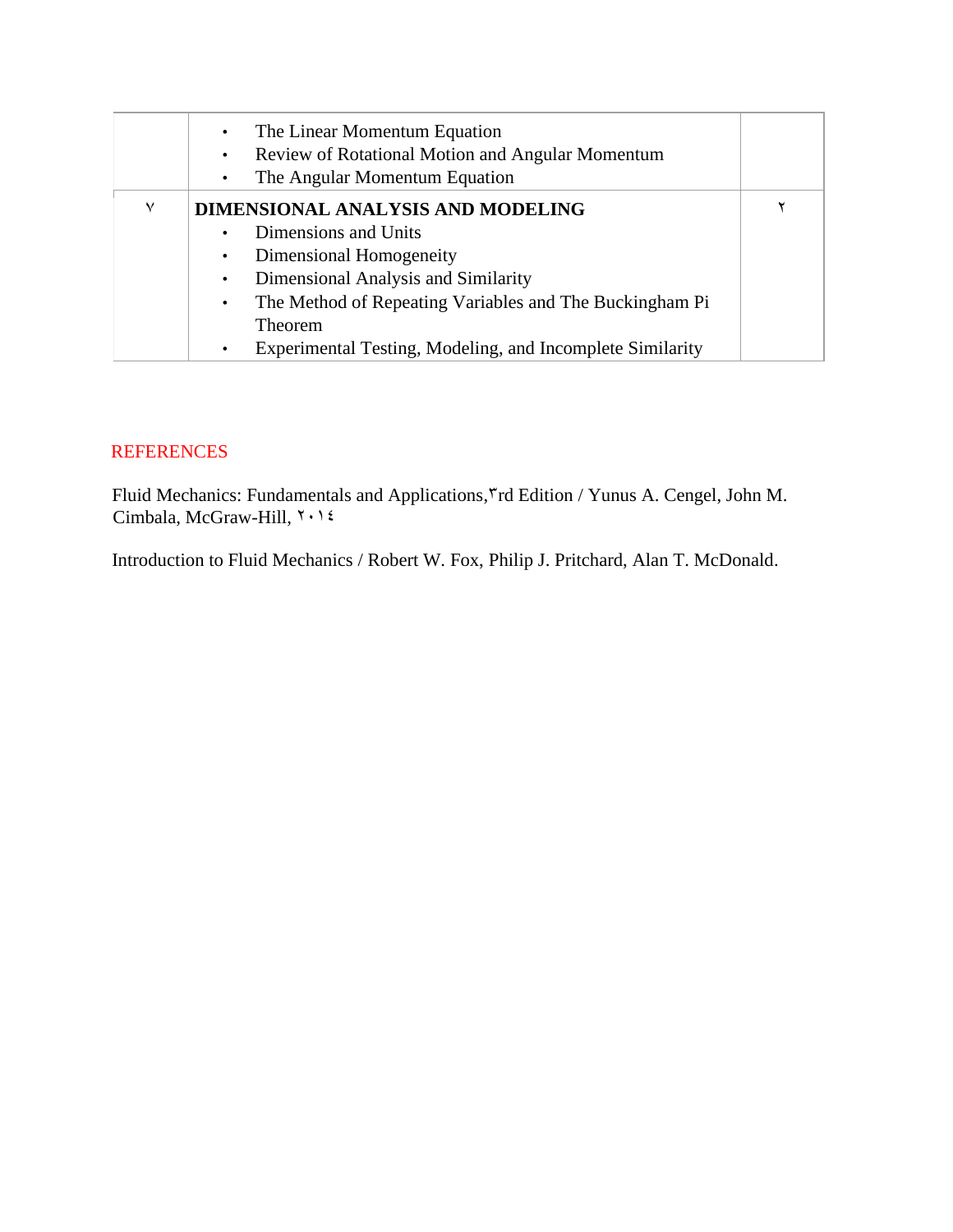| | | |
|---|---|---|
| | • The Linear Momentum Equation<br>• Review of Rotational Motion and Angular Momentum<br>• The Angular Momentum Equation | |
| ٧ | **DIMENSIONAL ANALYSIS AND MODELING**<br>• Dimensions and Units<br>• Dimensional Homogeneity<br>• Dimensional Analysis and Similarity<br>• The Method of Repeating Variables and The Buckingham Pi Theorem<br>• Experimental Testing, Modeling, and Incomplete Similarity | ٢ |

REFERENCES

Fluid Mechanics: Fundamentals and Applications,٣rd Edition / Yunus A. Cengel, John M. Cimbala, McGraw-Hill, ٢٠١٤

Introduction to Fluid Mechanics / Robert W. Fox, Philip J. Pritchard, Alan T. McDonald.